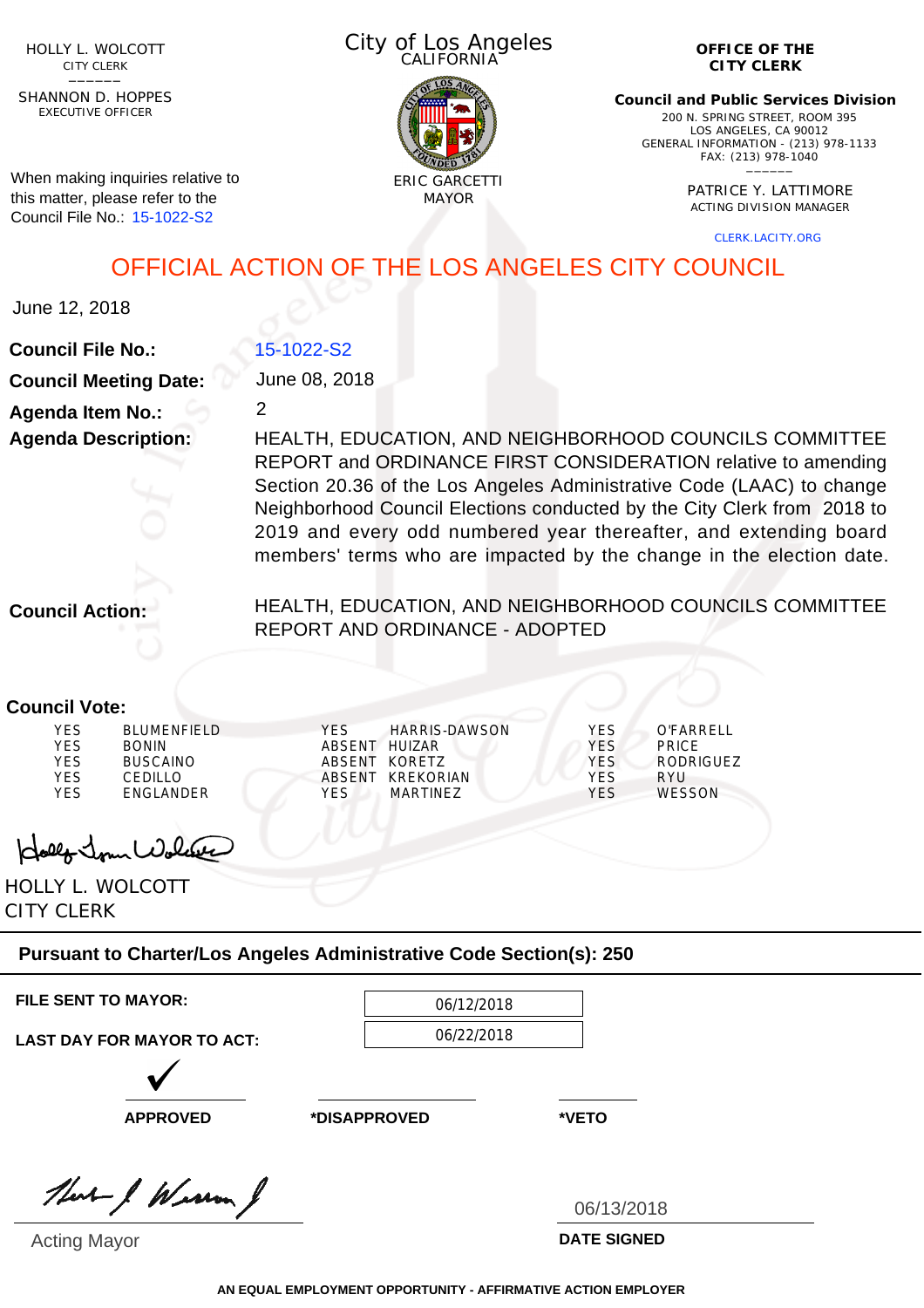HOLLY L. WOLCOTT
CITY CLERK

SHANNON D. HOPPES
EXECUTIVE OFFICER

When making inquiries relative to this matter, please refer to the Council File No.: 15-1022-S2

City of Los Angeles
CALIFORNIA

ERIC GARCETTI
MAYOR

**OFFICE OF THE CITY CLERK**

**Council and Public Services Division**
200 N. SPRING STREET, ROOM 395
LOS ANGELES, CA 90012
GENERAL INFORMATION - (213) 978-1133
FAX: (213) 978-1040

PATRICE Y. LATTIMORE
ACTING DIVISION MANAGER

CLERK.LACITY.ORG

# OFFICIAL ACTION OF THE LOS ANGELES CITY COUNCIL

June 12, 2018

**Council File No.:** 15-1022-S2

**Council Meeting Date:** June 08, 2018

**Agenda Item No.:** 2

**Agenda Description:** HEALTH, EDUCATION, AND NEIGHBORHOOD COUNCILS COMMITTEE REPORT and ORDINANCE FIRST CONSIDERATION relative to amending Section 20.36 of the Los Angeles Administrative Code (LAAC) to change Neighborhood Council Elections conducted by the City Clerk from 2018 to 2019 and every odd numbered year thereafter, and extending board members' terms who are impacted by the change in the election date.

**Council Action:** HEALTH, EDUCATION, AND NEIGHBORHOOD COUNCILS COMMITTEE REPORT AND ORDINANCE - ADOPTED

**Council Vote:**

| | | | | | |
|---|---|---|---|---|---|
| YES | BLUMENFIELD | YES | HARRIS-DAWSON | YES | O'FARRELL |
| YES | BONIN | ABSENT | HUIZAR | YES | PRICE |
| YES | BUSCAINO | ABSENT | KORETZ | YES | RODRIGUEZ |
| YES | CEDILLO | ABSENT | KREKORIAN | YES | RYU |
| YES | ENGLANDER | YES | MARTINEZ | YES | WESSON |

HOLLY L. WOLCOTT
CITY CLERK

**Pursuant to Charter/Los Angeles Administrative Code Section(s): 250**

**FILE SENT TO MAYOR:** 06/12/2018

**LAST DAY FOR MAYOR TO ACT:** 06/22/2018

✓ **APPROVED** &nbsp;&nbsp;&nbsp; **\*DISAPPROVED** &nbsp;&nbsp;&nbsp; **\*VETO**

Acting Mayor

06/13/2018
**DATE SIGNED**

**AN EQUAL EMPLOYMENT OPPORTUNITY - AFFIRMATIVE ACTION EMPLOYER**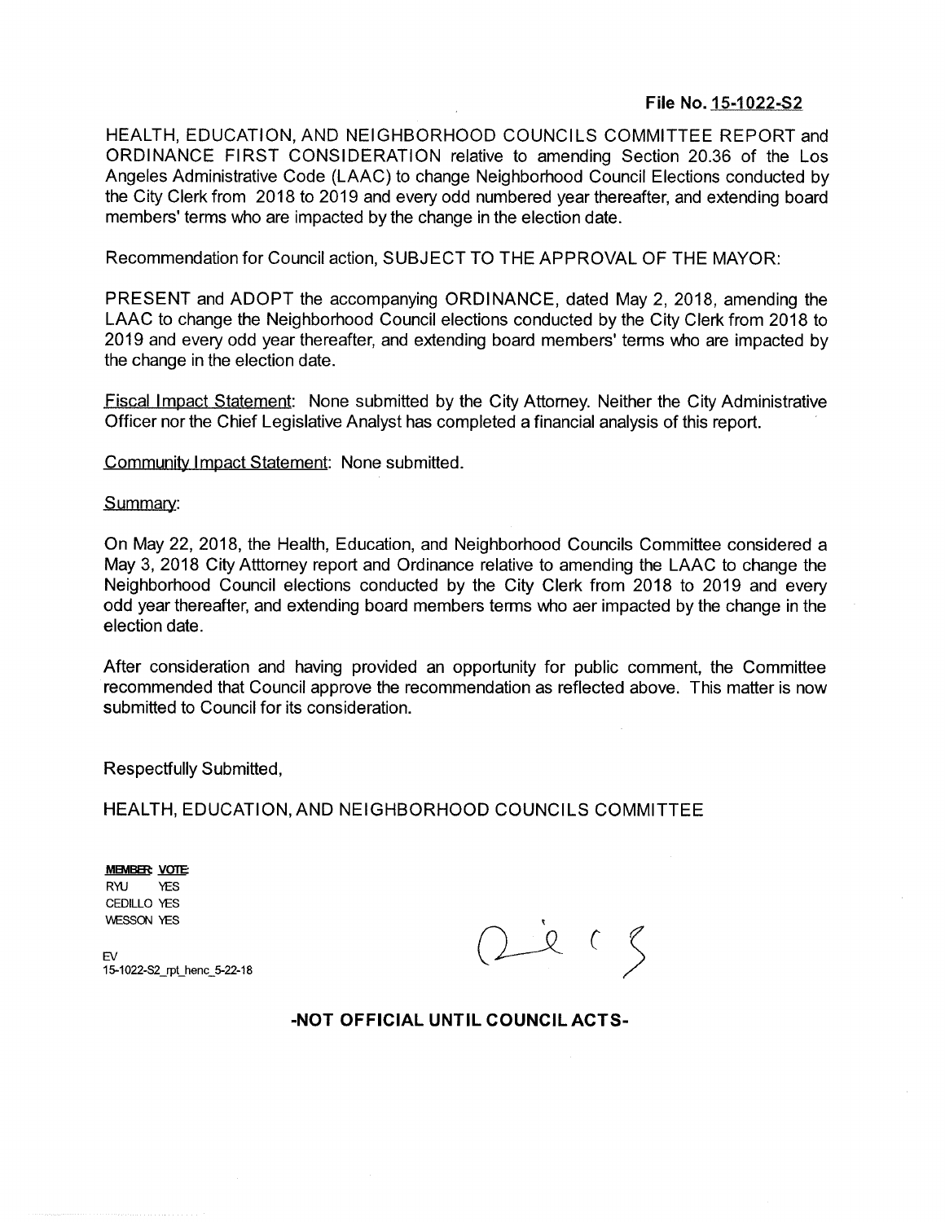**File No. 15-1022-S2**

HEALTH, EDUCATION, AND NEIGHBORHOOD COUNCILS COMMITTEE REPORT and ORDINANCE FIRST CONSIDERATION relative to amending Section 20.36 of the Los Angeles Administrative Code (LAAC) to change Neighborhood Council Elections conducted by the City Clerk from 2018 to 2019 and every odd numbered year thereafter, and extending board members' terms who are impacted by the change in the election date.

Recommendation for Council action, SUBJECT TO THE APPROVAL OF THE MAYOR:

PRESENT and ADOPT the accompanying ORDINANCE, dated May 2, 2018, amending the LAAC to change the Neighborhood Council elections conducted by the City Clerk from 2018 to 2019 and every odd year thereafter, and extending board members' terms who are impacted by the change in the election date.

Fiscal Impact Statement: None submitted by the City Attorney. Neither the City Administrative Officer nor the Chief Legislative Analyst has completed a financial analysis of this report.

Community Impact Statement: None submitted.

Summary:

On May 22, 2018, the Health, Education, and Neighborhood Councils Committee considered a May 3, 2018 City Atttorney report and Ordinance relative to amending the LAAC to change the Neighborhood Council elections conducted by the City Clerk from 2018 to 2019 and every odd year thereafter, and extending board members terms who aer impacted by the change in the election date.

After consideration and having provided an opportunity for public comment, the Committee recommended that Council approve the recommendation as reflected above. This matter is now submitted to Council for its consideration.

Respectfully Submitted,

HEALTH, EDUCATION, AND NEIGHBORHOOD COUNCILS COMMITTEE

| MEMBER: | VOTE: |
|---|---|
| RYU | YES |
| CEDILLO | YES |
| WESSON | YES |

EV
15-1022-S2_rpt_henc_5-22-18

**-NOT OFFICIAL UNTIL COUNCIL ACTS-**